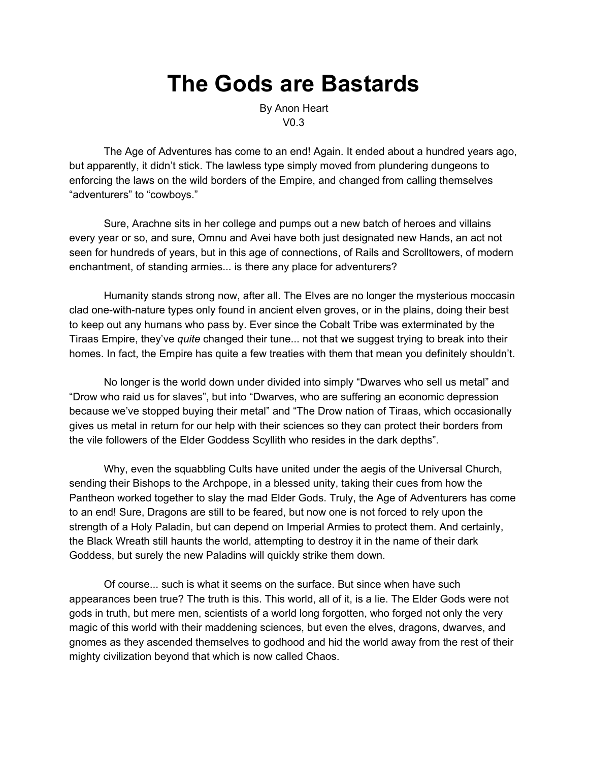# The Gods are Bastards

By Anon Heart
V0.3

The Age of Adventures has come to an end! Again. It ended about a hundred years ago, but apparently, it didn't stick. The lawless type simply moved from plundering dungeons to enforcing the laws on the wild borders of the Empire, and changed from calling themselves "adventurers" to "cowboys."

Sure, Arachne sits in her college and pumps out a new batch of heroes and villains every year or so, and sure, Omnu and Avei have both just designated new Hands, an act not seen for hundreds of years, but in this age of connections, of Rails and Scrolltowers, of modern enchantment, of standing armies... is there any place for adventurers?

Humanity stands strong now, after all. The Elves are no longer the mysterious moccasin clad one-with-nature types only found in ancient elven groves, or in the plains, doing their best to keep out any humans who pass by. Ever since the Cobalt Tribe was exterminated by the Tiraas Empire, they've *quite* changed their tune... not that we suggest trying to break into their homes. In fact, the Empire has quite a few treaties with them that mean you definitely shouldn't.

No longer is the world down under divided into simply "Dwarves who sell us metal" and "Drow who raid us for slaves", but into "Dwarves, who are suffering an economic depression because we've stopped buying their metal" and "The Drow nation of Tiraas, which occasionally gives us metal in return for our help with their sciences so they can protect their borders from the vile followers of the Elder Goddess Scyllith who resides in the dark depths".

Why, even the squabbling Cults have united under the aegis of the Universal Church, sending their Bishops to the Archpope, in a blessed unity, taking their cues from how the Pantheon worked together to slay the mad Elder Gods. Truly, the Age of Adventurers has come to an end! Sure, Dragons are still to be feared, but now one is not forced to rely upon the strength of a Holy Paladin, but can depend on Imperial Armies to protect them. And certainly, the Black Wreath still haunts the world, attempting to destroy it in the name of their dark Goddess, but surely the new Paladins will quickly strike them down.

Of course... such is what it seems on the surface. But since when have such appearances been true? The truth is this. This world, all of it, is a lie. The Elder Gods were not gods in truth, but mere men, scientists of a world long forgotten, who forged not only the very magic of this world with their maddening sciences, but even the elves, dragons, dwarves, and gnomes as they ascended themselves to godhood and hid the world away from the rest of their mighty civilization beyond that which is now called Chaos.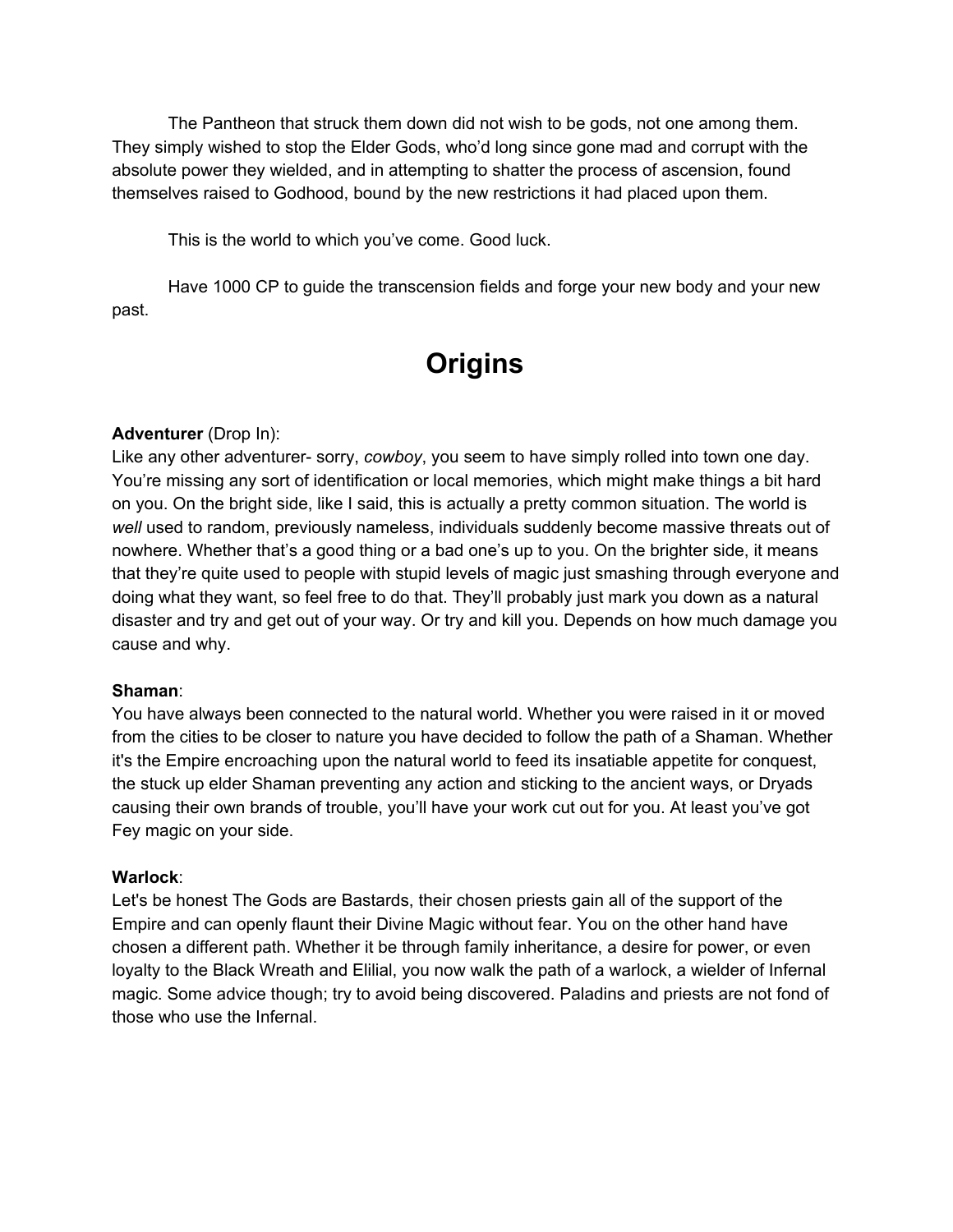The Pantheon that struck them down did not wish to be gods, not one among them. They simply wished to stop the Elder Gods, who'd long since gone mad and corrupt with the absolute power they wielded, and in attempting to shatter the process of ascension, found themselves raised to Godhood, bound by the new restrictions it had placed upon them.

This is the world to which you've come. Good luck.

Have 1000 CP to guide the transcension fields and forge your new body and your new past.

# Origins

**Adventurer** (Drop In):
Like any other adventurer- sorry, *cowboy*, you seem to have simply rolled into town one day. You're missing any sort of identification or local memories, which might make things a bit hard on you. On the bright side, like I said, this is actually a pretty common situation. The world is *well* used to random, previously nameless, individuals suddenly become massive threats out of nowhere. Whether that's a good thing or a bad one's up to you. On the brighter side, it means that they're quite used to people with stupid levels of magic just smashing through everyone and doing what they want, so feel free to do that. They'll probably just mark you down as a natural disaster and try and get out of your way. Or try and kill you. Depends on how much damage you cause and why.

**Shaman**:
You have always been connected to the natural world. Whether you were raised in it or moved from the cities to be closer to nature you have decided to follow the path of a Shaman. Whether it's the Empire encroaching upon the natural world to feed its insatiable appetite for conquest, the stuck up elder Shaman preventing any action and sticking to the ancient ways, or Dryads causing their own brands of trouble, you'll have your work cut out for you. At least you've got Fey magic on your side.

**Warlock**:
Let's be honest The Gods are Bastards, their chosen priests gain all of the support of the Empire and can openly flaunt their Divine Magic without fear. You on the other hand have chosen a different path. Whether it be through family inheritance, a desire for power, or even loyalty to the Black Wreath and Elilial, you now walk the path of a warlock, a wielder of Infernal magic. Some advice though; try to avoid being discovered. Paladins and priests are not fond of those who use the Infernal.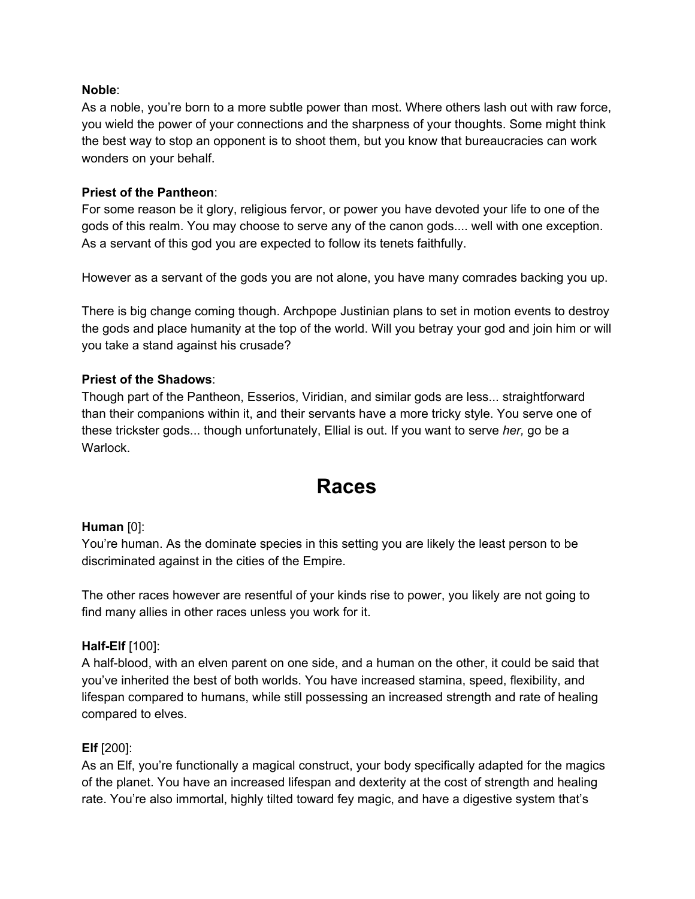**Noble**:
As a noble, you're born to a more subtle power than most. Where others lash out with raw force, you wield the power of your connections and the sharpness of your thoughts. Some might think the best way to stop an opponent is to shoot them, but you know that bureaucracies can work wonders on your behalf.

**Priest of the Pantheon**:
For some reason be it glory, religious fervor, or power you have devoted your life to one of the gods of this realm. You may choose to serve any of the canon gods.... well with one exception. As a servant of this god you are expected to follow its tenets faithfully.

However as a servant of the gods you are not alone, you have many comrades backing you up.

There is big change coming though. Archpope Justinian plans to set in motion events to destroy the gods and place humanity at the top of the world. Will you betray your god and join him or will you take a stand against his crusade?

**Priest of the Shadows**:
Though part of the Pantheon, Esserios, Viridian, and similar gods are less... straightforward than their companions within it, and their servants have a more tricky style. You serve one of these trickster gods... though unfortunately, Ellial is out. If you want to serve *her,* go be a Warlock.

# Races

**Human** [0]:
You're human. As the dominate species in this setting you are likely the least person to be discriminated against in the cities of the Empire.

The other races however are resentful of your kinds rise to power, you likely are not going to find many allies in other races unless you work for it.

**Half-Elf** [100]:
A half-blood, with an elven parent on one side, and a human on the other, it could be said that you've inherited the best of both worlds. You have increased stamina, speed, flexibility, and lifespan compared to humans, while still possessing an increased strength and rate of healing compared to elves.

**Elf** [200]:
As an Elf, you're functionally a magical construct, your body specifically adapted for the magics of the planet. You have an increased lifespan and dexterity at the cost of strength and healing rate. You're also immortal, highly tilted toward fey magic, and have a digestive system that's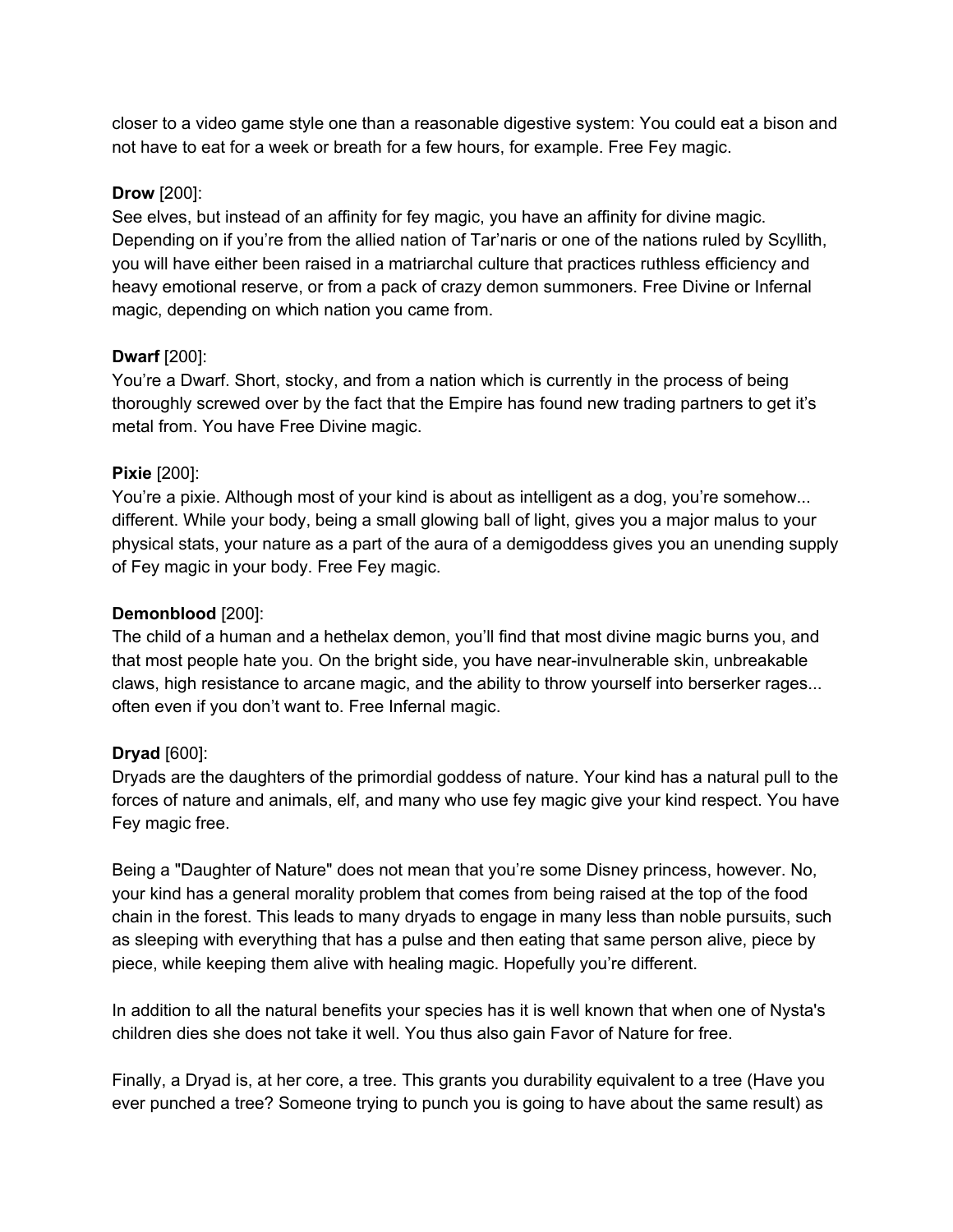closer to a video game style one than a reasonable digestive system: You could eat a bison and not have to eat for a week or breath for a few hours, for example. Free Fey magic.

**Drow** [200]:
See elves, but instead of an affinity for fey magic, you have an affinity for divine magic. Depending on if you're from the allied nation of Tar'naris or one of the nations ruled by Scyllith, you will have either been raised in a matriarchal culture that practices ruthless efficiency and heavy emotional reserve, or from a pack of crazy demon summoners. Free Divine or Infernal magic, depending on which nation you came from.

**Dwarf** [200]:
You're a Dwarf. Short, stocky, and from a nation which is currently in the process of being thoroughly screwed over by the fact that the Empire has found new trading partners to get it's metal from. You have Free Divine magic.

**Pixie** [200]:
You're a pixie. Although most of your kind is about as intelligent as a dog, you're somehow... different. While your body, being a small glowing ball of light, gives you a major malus to your physical stats, your nature as a part of the aura of a demigoddess gives you an unending supply of Fey magic in your body. Free Fey magic.

**Demonblood** [200]:
The child of a human and a hethelax demon, you'll find that most divine magic burns you, and that most people hate you. On the bright side, you have near-invulnerable skin, unbreakable claws, high resistance to arcane magic, and the ability to throw yourself into berserker rages... often even if you don't want to. Free Infernal magic.

**Dryad** [600]:
Dryads are the daughters of the primordial goddess of nature. Your kind has a natural pull to the forces of nature and animals, elf, and many who use fey magic give your kind respect. You have Fey magic free.

Being a "Daughter of Nature" does not mean that you're some Disney princess, however. No, your kind has a general morality problem that comes from being raised at the top of the food chain in the forest. This leads to many dryads to engage in many less than noble pursuits, such as sleeping with everything that has a pulse and then eating that same person alive, piece by piece, while keeping them alive with healing magic. Hopefully you're different.

In addition to all the natural benefits your species has it is well known that when one of Nysta's children dies she does not take it well. You thus also gain Favor of Nature for free.

Finally, a Dryad is, at her core, a tree. This grants you durability equivalent to a tree (Have you ever punched a tree? Someone trying to punch you is going to have about the same result) as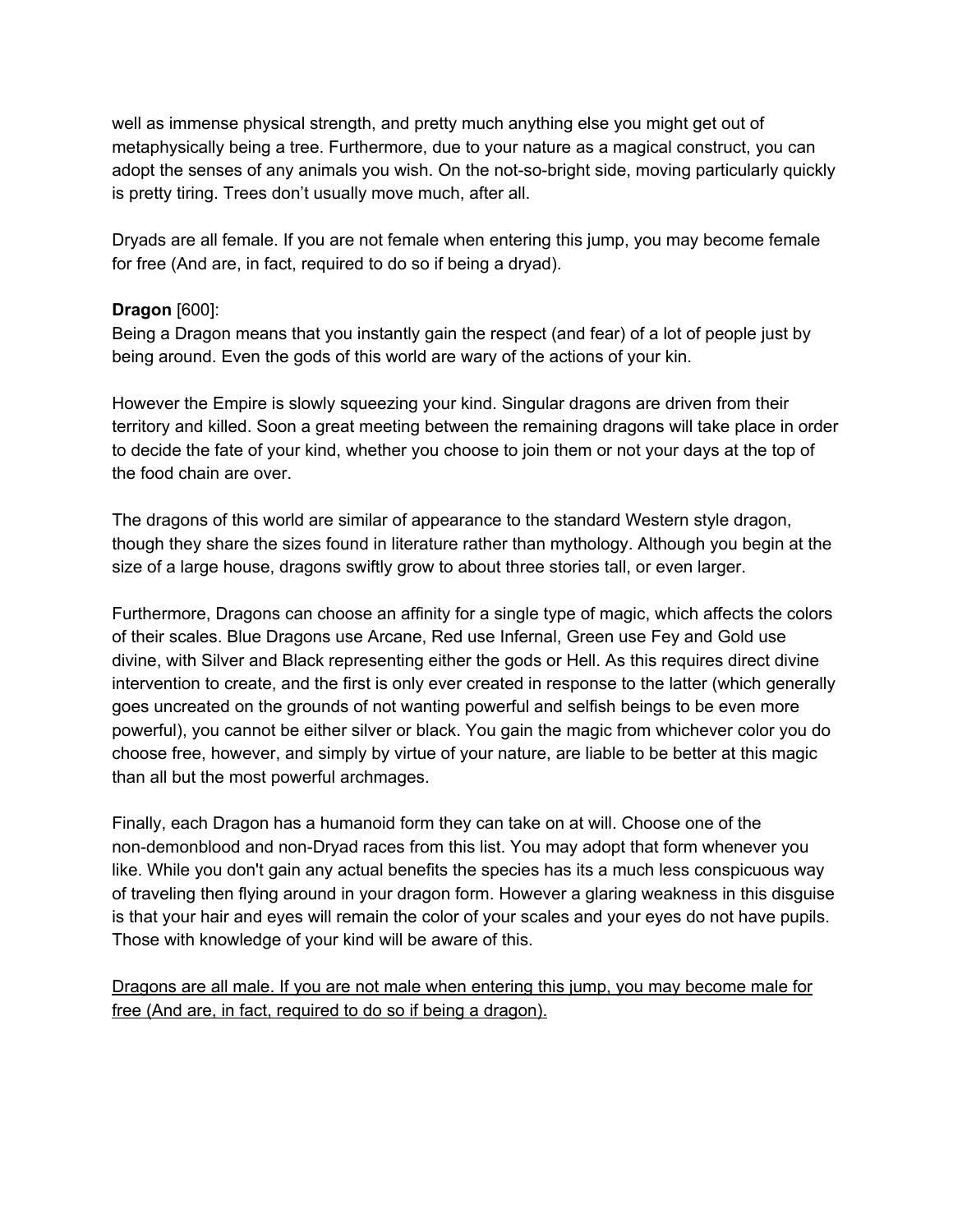well as immense physical strength, and pretty much anything else you might get out of metaphysically being a tree. Furthermore, due to your nature as a magical construct, you can adopt the senses of any animals you wish. On the not-so-bright side, moving particularly quickly is pretty tiring. Trees don't usually move much, after all.

Dryads are all female. If you are not female when entering this jump, you may become female for free (And are, in fact, required to do so if being a dryad).

**Dragon** [600]:
Being a Dragon means that you instantly gain the respect (and fear) of a lot of people just by being around. Even the gods of this world are wary of the actions of your kin.

However the Empire is slowly squeezing your kind. Singular dragons are driven from their territory and killed. Soon a great meeting between the remaining dragons will take place in order to decide the fate of your kind, whether you choose to join them or not your days at the top of the food chain are over.

The dragons of this world are similar of appearance to the standard Western style dragon, though they share the sizes found in literature rather than mythology. Although you begin at the size of a large house, dragons swiftly grow to about three stories tall, or even larger.

Furthermore, Dragons can choose an affinity for a single type of magic, which affects the colors of their scales. Blue Dragons use Arcane, Red use Infernal, Green use Fey and Gold use divine, with Silver and Black representing either the gods or Hell. As this requires direct divine intervention to create, and the first is only ever created in response to the latter (which generally goes uncreated on the grounds of not wanting powerful and selfish beings to be even more powerful), you cannot be either silver or black. You gain the magic from whichever color you do choose free, however, and simply by virtue of your nature, are liable to be better at this magic than all but the most powerful archmages.

Finally, each Dragon has a humanoid form they can take on at will. Choose one of the non-demonblood and non-Dryad races from this list. You may adopt that form whenever you like. While you don't gain any actual benefits the species has its a much less conspicuous way of traveling then flying around in your dragon form. However a glaring weakness in this disguise is that your hair and eyes will remain the color of your scales and your eyes do not have pupils. Those with knowledge of your kind will be aware of this.

<u>Dragons are all male. If you are not male when entering this jump, you may become male for free (And are, in fact, required to do so if being a dragon).</u>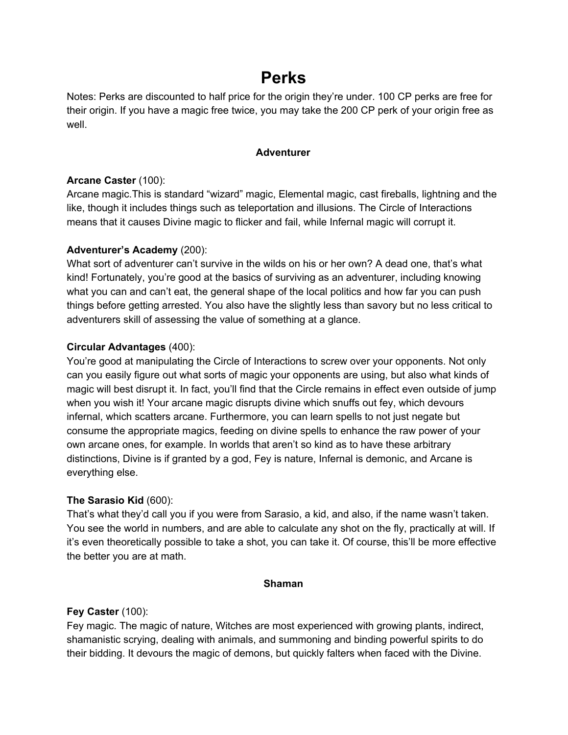# Perks

Notes: Perks are discounted to half price for the origin they're under. 100 CP perks are free for their origin. If you have a magic free twice, you may take the 200 CP perk of your origin free as well.

## Adventurer

**Arcane Caster** (100):
Arcane magic.This is standard "wizard" magic, Elemental magic, cast fireballs, lightning and the like, though it includes things such as teleportation and illusions. The Circle of Interactions means that it causes Divine magic to flicker and fail, while Infernal magic will corrupt it.

**Adventurer's Academy** (200):
What sort of adventurer can't survive in the wilds on his or her own? A dead one, that's what kind! Fortunately, you're good at the basics of surviving as an adventurer, including knowing what you can and can't eat, the general shape of the local politics and how far you can push things before getting arrested. You also have the slightly less than savory but no less critical to adventurers skill of assessing the value of something at a glance.

**Circular Advantages** (400):
You're good at manipulating the Circle of Interactions to screw over your opponents. Not only can you easily figure out what sorts of magic your opponents are using, but also what kinds of magic will best disrupt it. In fact, you'll find that the Circle remains in effect even outside of jump when you wish it! Your arcane magic disrupts divine which snuffs out fey, which devours infernal, which scatters arcane. Furthermore, you can learn spells to not just negate but consume the appropriate magics, feeding on divine spells to enhance the raw power of your own arcane ones, for example. In worlds that aren't so kind as to have these arbitrary distinctions, Divine is if granted by a god, Fey is nature, Infernal is demonic, and Arcane is everything else.

**The Sarasio Kid** (600):
That's what they'd call you if you were from Sarasio, a kid, and also, if the name wasn't taken. You see the world in numbers, and are able to calculate any shot on the fly, practically at will. If it's even theoretically possible to take a shot, you can take it. Of course, this'll be more effective the better you are at math.

## Shaman

**Fey Caster** (100):
Fey magic. The magic of nature, Witches are most experienced with growing plants, indirect, shamanistic scrying, dealing with animals, and summoning and binding powerful spirits to do their bidding. It devours the magic of demons, but quickly falters when faced with the Divine.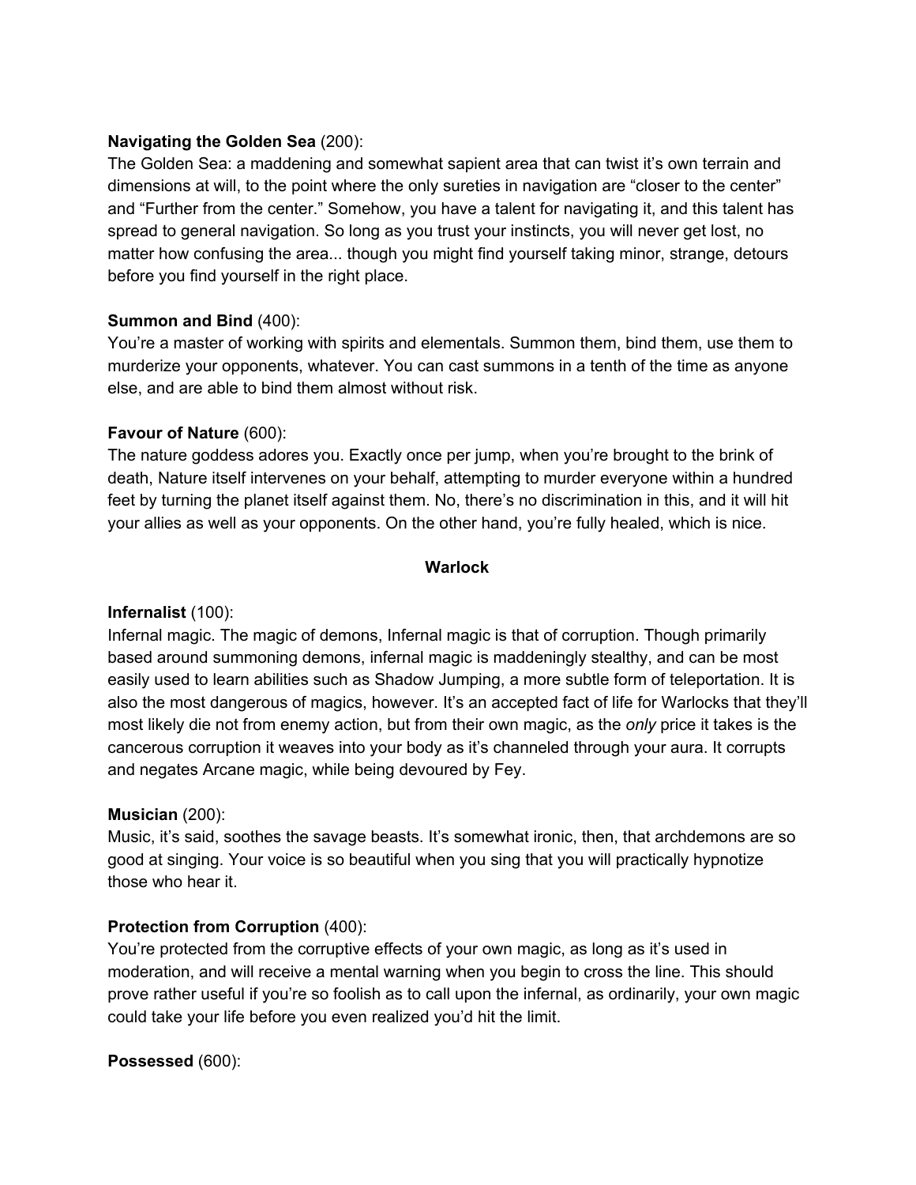**Navigating the Golden Sea** (200):
The Golden Sea: a maddening and somewhat sapient area that can twist it's own terrain and dimensions at will, to the point where the only sureties in navigation are "closer to the center" and "Further from the center." Somehow, you have a talent for navigating it, and this talent has spread to general navigation. So long as you trust your instincts, you will never get lost, no matter how confusing the area... though you might find yourself taking minor, strange, detours before you find yourself in the right place.

**Summon and Bind** (400):
You're a master of working with spirits and elementals. Summon them, bind them, use them to murderize your opponents, whatever. You can cast summons in a tenth of the time as anyone else, and are able to bind them almost without risk.

**Favour of Nature** (600):
The nature goddess adores you. Exactly once per jump, when you're brought to the brink of death, Nature itself intervenes on your behalf, attempting to murder everyone within a hundred feet by turning the planet itself against them. No, there's no discrimination in this, and it will hit your allies as well as your opponents. On the other hand, you're fully healed, which is nice.

## Warlock

**Infernalist** (100):
Infernal magic. The magic of demons, Infernal magic is that of corruption. Though primarily based around summoning demons, infernal magic is maddeningly stealthy, and can be most easily used to learn abilities such as Shadow Jumping, a more subtle form of teleportation. It is also the most dangerous of magics, however. It's an accepted fact of life for Warlocks that they'll most likely die not from enemy action, but from their own magic, as the *only* price it takes is the cancerous corruption it weaves into your body as it's channeled through your aura. It corrupts and negates Arcane magic, while being devoured by Fey.

**Musician** (200):
Music, it's said, soothes the savage beasts. It's somewhat ironic, then, that archdemons are so good at singing. Your voice is so beautiful when you sing that you will practically hypnotize those who hear it.

**Protection from Corruption** (400):
You're protected from the corruptive effects of your own magic, as long as it's used in moderation, and will receive a mental warning when you begin to cross the line. This should prove rather useful if you're so foolish as to call upon the infernal, as ordinarily, your own magic could take your life before you even realized you'd hit the limit.

**Possessed** (600):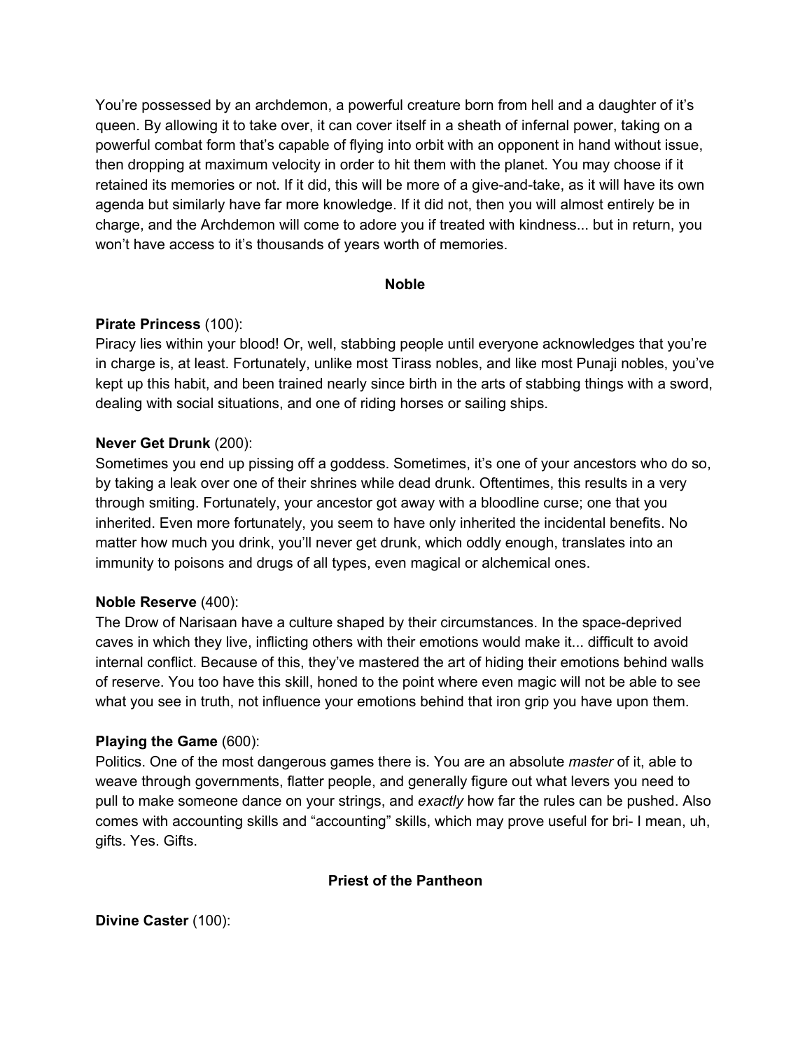You're possessed by an archdemon, a powerful creature born from hell and a daughter of it's queen. By allowing it to take over, it can cover itself in a sheath of infernal power, taking on a powerful combat form that's capable of flying into orbit with an opponent in hand without issue, then dropping at maximum velocity in order to hit them with the planet. You may choose if it retained its memories or not. If it did, this will be more of a give-and-take, as it will have its own agenda but similarly have far more knowledge. If it did not, then you will almost entirely be in charge, and the Archdemon will come to adore you if treated with kindness... but in return, you won't have access to it's thousands of years worth of memories.

## Noble

**Pirate Princess** (100):
Piracy lies within your blood! Or, well, stabbing people until everyone acknowledges that you're in charge is, at least. Fortunately, unlike most Tirass nobles, and like most Punaji nobles, you've kept up this habit, and been trained nearly since birth in the arts of stabbing things with a sword, dealing with social situations, and one of riding horses or sailing ships.

**Never Get Drunk** (200):
Sometimes you end up pissing off a goddess. Sometimes, it's one of your ancestors who do so, by taking a leak over one of their shrines while dead drunk. Oftentimes, this results in a very through smiting. Fortunately, your ancestor got away with a bloodline curse; one that you inherited. Even more fortunately, you seem to have only inherited the incidental benefits. No matter how much you drink, you'll never get drunk, which oddly enough, translates into an immunity to poisons and drugs of all types, even magical or alchemical ones.

**Noble Reserve** (400):
The Drow of Narisaan have a culture shaped by their circumstances. In the space-deprived caves in which they live, inflicting others with their emotions would make it... difficult to avoid internal conflict. Because of this, they've mastered the art of hiding their emotions behind walls of reserve. You too have this skill, honed to the point where even magic will not be able to see what you see in truth, not influence your emotions behind that iron grip you have upon them.

**Playing the Game** (600):
Politics. One of the most dangerous games there is. You are an absolute *master* of it, able to weave through governments, flatter people, and generally figure out what levers you need to pull to make someone dance on your strings, and *exactly* how far the rules can be pushed. Also comes with accounting skills and "accounting" skills, which may prove useful for bri- I mean, uh, gifts. Yes. Gifts.

## Priest of the Pantheon

**Divine Caster** (100):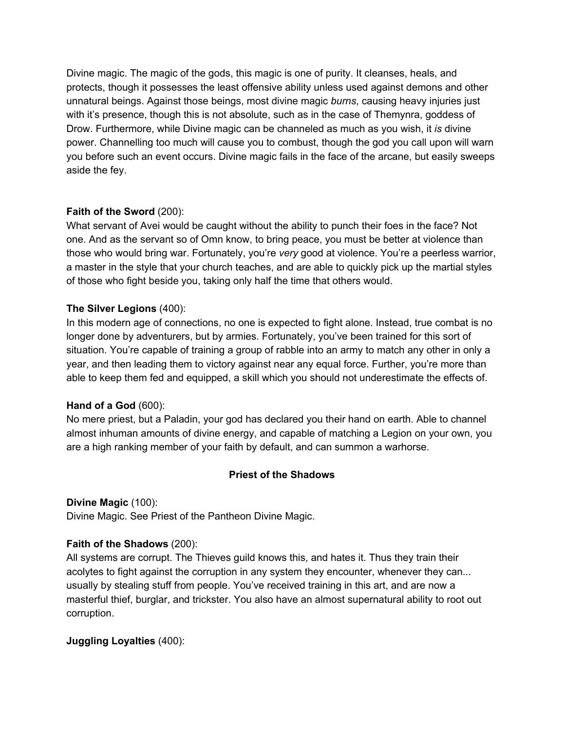Divine magic. The magic of the gods, this magic is one of purity. It cleanses, heals, and protects, though it possesses the least offensive ability unless used against demons and other unnatural beings. Against those beings, most divine magic *burns*, causing heavy injuries just with it's presence, though this is not absolute, such as in the case of Themynra, goddess of Drow. Furthermore, while Divine magic can be channeled as much as you wish, it *is* divine power. Channelling too much will cause you to combust, though the god you call upon will warn you before such an event occurs. Divine magic fails in the face of the arcane, but easily sweeps aside the fey.

**Faith of the Sword** (200):
What servant of Avei would be caught without the ability to punch their foes in the face? Not one. And as the servant so of Omn know, to bring peace, you must be better at violence than those who would bring war. Fortunately, you're *very* good at violence. You're a peerless warrior, a master in the style that your church teaches, and are able to quickly pick up the martial styles of those who fight beside you, taking only half the time that others would.

**The Silver Legions** (400):
In this modern age of connections, no one is expected to fight alone. Instead, true combat is no longer done by adventurers, but by armies. Fortunately, you've been trained for this sort of situation. You're capable of training a group of rabble into an army to match any other in only a year, and then leading them to victory against near any equal force. Further, you're more than able to keep them fed and equipped, a skill which you should not underestimate the effects of.

**Hand of a God** (600):
No mere priest, but a Paladin, your god has declared you their hand on earth. Able to channel almost inhuman amounts of divine energy, and capable of matching a Legion on your own, you are a high ranking member of your faith by default, and can summon a warhorse.

### Priest of the Shadows

**Divine Magic** (100):
Divine Magic. See Priest of the Pantheon Divine Magic.

**Faith of the Shadows** (200):
All systems are corrupt. The Thieves guild knows this, and hates it. Thus they train their acolytes to fight against the corruption in any system they encounter, whenever they can... usually by stealing stuff from people. You've received training in this art, and are now a masterful thief, burglar, and trickster. You also have an almost supernatural ability to root out corruption.

**Juggling Loyalties** (400):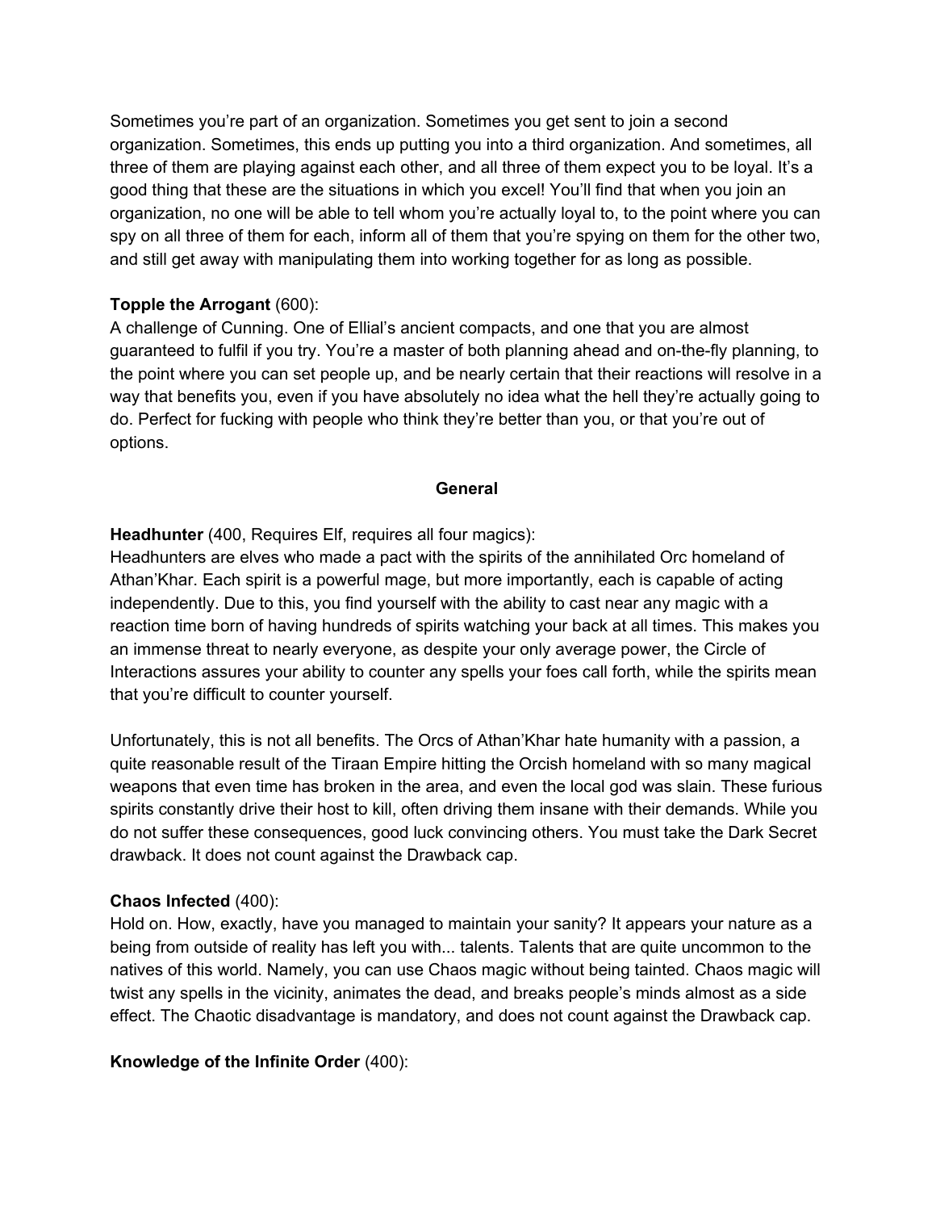Sometimes you're part of an organization. Sometimes you get sent to join a second organization. Sometimes, this ends up putting you into a third organization. And sometimes, all three of them are playing against each other, and all three of them expect you to be loyal. It's a good thing that these are the situations in which you excel! You'll find that when you join an organization, no one will be able to tell whom you're actually loyal to, to the point where you can spy on all three of them for each, inform all of them that you're spying on them for the other two, and still get away with manipulating them into working together for as long as possible.

**Topple the Arrogant** (600):
A challenge of Cunning. One of Ellial's ancient compacts, and one that you are almost guaranteed to fulfil if you try. You're a master of both planning ahead and on-the-fly planning, to the point where you can set people up, and be nearly certain that their reactions will resolve in a way that benefits you, even if you have absolutely no idea what the hell they're actually going to do. Perfect for fucking with people who think they're better than you, or that you're out of options.

## General

**Headhunter** (400, Requires Elf, requires all four magics):
Headhunters are elves who made a pact with the spirits of the annihilated Orc homeland of Athan'Khar. Each spirit is a powerful mage, but more importantly, each is capable of acting independently. Due to this, you find yourself with the ability to cast near any magic with a reaction time born of having hundreds of spirits watching your back at all times. This makes you an immense threat to nearly everyone, as despite your only average power, the Circle of Interactions assures your ability to counter any spells your foes call forth, while the spirits mean that you're difficult to counter yourself.

Unfortunately, this is not all benefits. The Orcs of Athan'Khar hate humanity with a passion, a quite reasonable result of the Tiraan Empire hitting the Orcish homeland with so many magical weapons that even time has broken in the area, and even the local god was slain. These furious spirits constantly drive their host to kill, often driving them insane with their demands. While you do not suffer these consequences, good luck convincing others. You must take the Dark Secret drawback. It does not count against the Drawback cap.

**Chaos Infected** (400):
Hold on. How, exactly, have you managed to maintain your sanity? It appears your nature as a being from outside of reality has left you with... talents. Talents that are quite uncommon to the natives of this world. Namely, you can use Chaos magic without being tainted. Chaos magic will twist any spells in the vicinity, animates the dead, and breaks people's minds almost as a side effect. The Chaotic disadvantage is mandatory, and does not count against the Drawback cap.

**Knowledge of the Infinite Order** (400):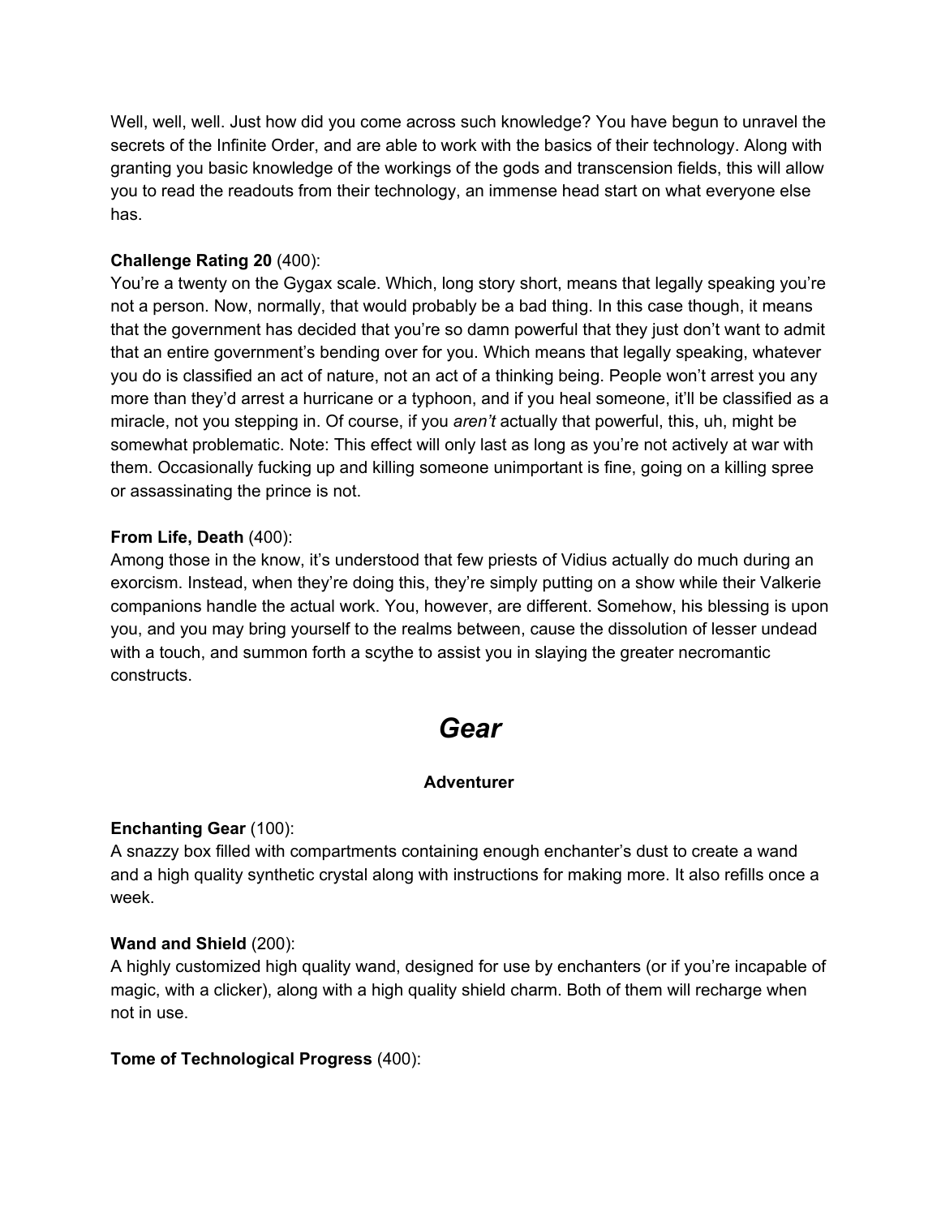Well, well, well. Just how did you come across such knowledge? You have begun to unravel the secrets of the Infinite Order, and are able to work with the basics of their technology. Along with granting you basic knowledge of the workings of the gods and transcension fields, this will allow you to read the readouts from their technology, an immense head start on what everyone else has.

**Challenge Rating 20** (400):
You're a twenty on the Gygax scale. Which, long story short, means that legally speaking you're not a person. Now, normally, that would probably be a bad thing. In this case though, it means that the government has decided that you're so damn powerful that they just don't want to admit that an entire government's bending over for you. Which means that legally speaking, whatever you do is classified an act of nature, not an act of a thinking being. People won't arrest you any more than they'd arrest a hurricane or a typhoon, and if you heal someone, it'll be classified as a miracle, not you stepping in. Of course, if you *aren't* actually that powerful, this, uh, might be somewhat problematic. Note: This effect will only last as long as you're not actively at war with them. Occasionally fucking up and killing someone unimportant is fine, going on a killing spree or assassinating the prince is not.

**From Life, Death** (400):
Among those in the know, it's understood that few priests of Vidius actually do much during an exorcism. Instead, when they're doing this, they're simply putting on a show while their Valkerie companions handle the actual work. You, however, are different. Somehow, his blessing is upon you, and you may bring yourself to the realms between, cause the dissolution of lesser undead with a touch, and summon forth a scythe to assist you in slaying the greater necromantic constructs.

# *Gear*

### Adventurer

**Enchanting Gear** (100):
A snazzy box filled with compartments containing enough enchanter's dust to create a wand and a high quality synthetic crystal along with instructions for making more. It also refills once a week.

**Wand and Shield** (200):
A highly customized high quality wand, designed for use by enchanters (or if you're incapable of magic, with a clicker), along with a high quality shield charm. Both of them will recharge when not in use.

**Tome of Technological Progress** (400):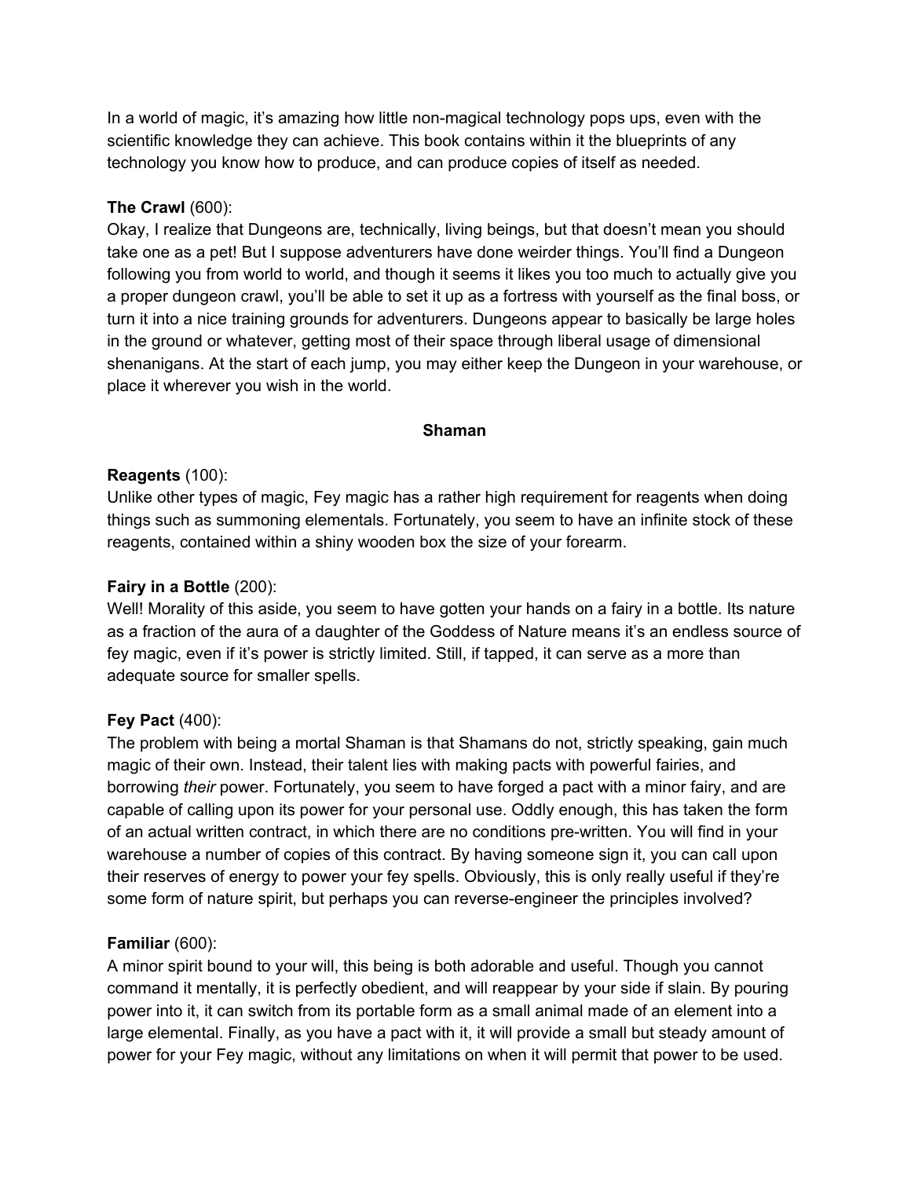In a world of magic, it's amazing how little non-magical technology pops ups, even with the scientific knowledge they can achieve. This book contains within it the blueprints of any technology you know how to produce, and can produce copies of itself as needed.

**The Crawl** (600):
Okay, I realize that Dungeons are, technically, living beings, but that doesn't mean you should take one as a pet! But I suppose adventurers have done weirder things. You'll find a Dungeon following you from world to world, and though it seems it likes you too much to actually give you a proper dungeon crawl, you'll be able to set it up as a fortress with yourself as the final boss, or turn it into a nice training grounds for adventurers. Dungeons appear to basically be large holes in the ground or whatever, getting most of their space through liberal usage of dimensional shenanigans. At the start of each jump, you may either keep the Dungeon in your warehouse, or place it wherever you wish in the world.

**Shaman**

**Reagents** (100):
Unlike other types of magic, Fey magic has a rather high requirement for reagents when doing things such as summoning elementals. Fortunately, you seem to have an infinite stock of these reagents, contained within a shiny wooden box the size of your forearm.

**Fairy in a Bottle** (200):
Well! Morality of this aside, you seem to have gotten your hands on a fairy in a bottle. Its nature as a fraction of the aura of a daughter of the Goddess of Nature means it's an endless source of fey magic, even if it's power is strictly limited. Still, if tapped, it can serve as a more than adequate source for smaller spells.

**Fey Pact** (400):
The problem with being a mortal Shaman is that Shamans do not, strictly speaking, gain much magic of their own. Instead, their talent lies with making pacts with powerful fairies, and borrowing *their* power. Fortunately, you seem to have forged a pact with a minor fairy, and are capable of calling upon its power for your personal use. Oddly enough, this has taken the form of an actual written contract, in which there are no conditions pre-written. You will find in your warehouse a number of copies of this contract. By having someone sign it, you can call upon their reserves of energy to power your fey spells. Obviously, this is only really useful if they're some form of nature spirit, but perhaps you can reverse-engineer the principles involved?

**Familiar** (600):
A minor spirit bound to your will, this being is both adorable and useful. Though you cannot command it mentally, it is perfectly obedient, and will reappear by your side if slain. By pouring power into it, it can switch from its portable form as a small animal made of an element into a large elemental. Finally, as you have a pact with it, it will provide a small but steady amount of power for your Fey magic, without any limitations on when it will permit that power to be used.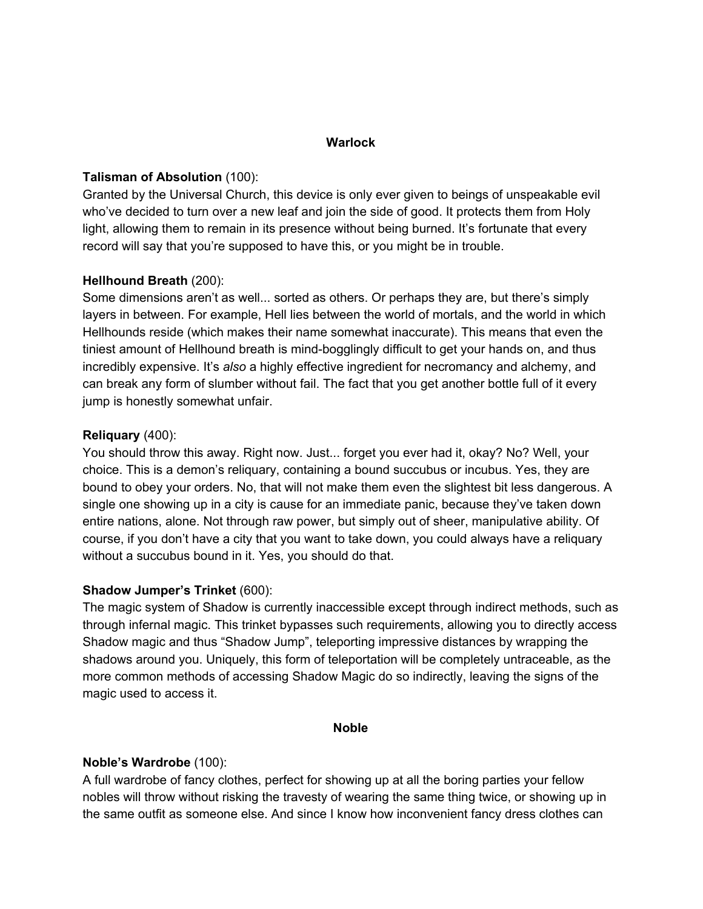## Warlock

**Talisman of Absolution** (100):
Granted by the Universal Church, this device is only ever given to beings of unspeakable evil who've decided to turn over a new leaf and join the side of good. It protects them from Holy light, allowing them to remain in its presence without being burned. It's fortunate that every record will say that you're supposed to have this, or you might be in trouble.

**Hellhound Breath** (200):
Some dimensions aren't as well... sorted as others. Or perhaps they are, but there's simply layers in between. For example, Hell lies between the world of mortals, and the world in which Hellhounds reside (which makes their name somewhat inaccurate). This means that even the tiniest amount of Hellhound breath is mind-bogglingly difficult to get your hands on, and thus incredibly expensive. It's *also* a highly effective ingredient for necromancy and alchemy, and can break any form of slumber without fail. The fact that you get another bottle full of it every jump is honestly somewhat unfair.

**Reliquary** (400):
You should throw this away. Right now. Just... forget you ever had it, okay? No? Well, your choice. This is a demon's reliquary, containing a bound succubus or incubus. Yes, they are bound to obey your orders. No, that will not make them even the slightest bit less dangerous. A single one showing up in a city is cause for an immediate panic, because they've taken down entire nations, alone. Not through raw power, but simply out of sheer, manipulative ability. Of course, if you don't have a city that you want to take down, you could always have a reliquary without a succubus bound in it. Yes, you should do that.

**Shadow Jumper's Trinket** (600):
The magic system of Shadow is currently inaccessible except through indirect methods, such as through infernal magic. This trinket bypasses such requirements, allowing you to directly access Shadow magic and thus "Shadow Jump", teleporting impressive distances by wrapping the shadows around you. Uniquely, this form of teleportation will be completely untraceable, as the more common methods of accessing Shadow Magic do so indirectly, leaving the signs of the magic used to access it.

## Noble

**Noble's Wardrobe** (100):
A full wardrobe of fancy clothes, perfect for showing up at all the boring parties your fellow nobles will throw without risking the travesty of wearing the same thing twice, or showing up in the same outfit as someone else. And since I know how inconvenient fancy dress clothes can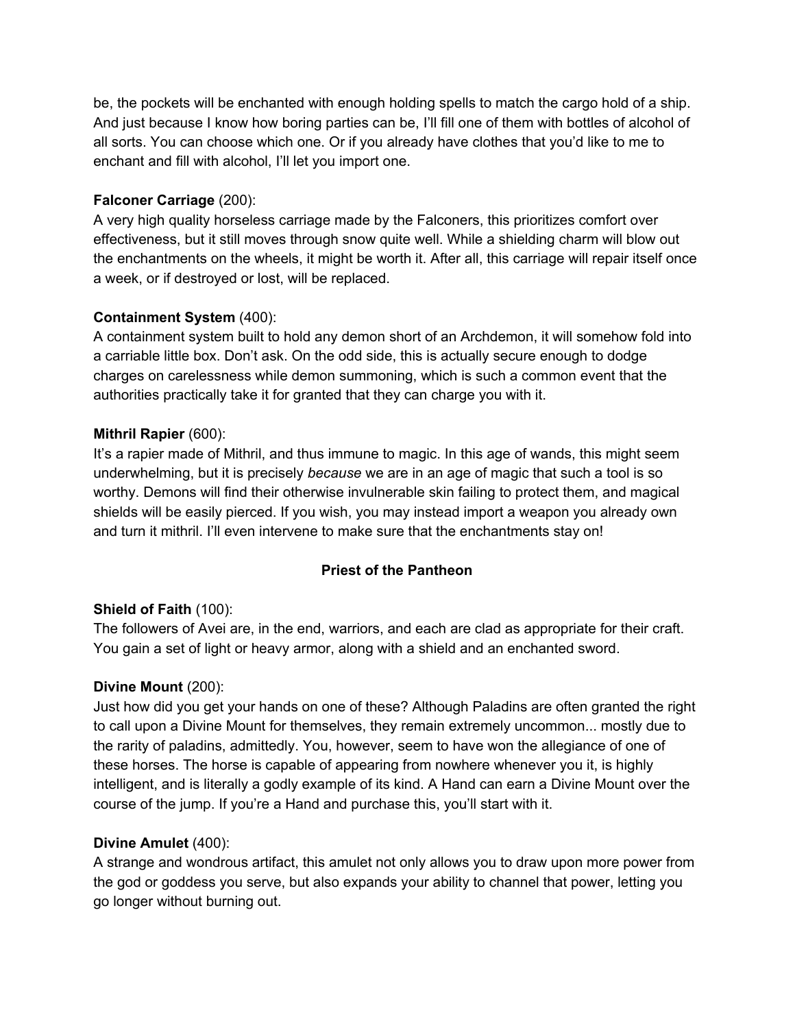be, the pockets will be enchanted with enough holding spells to match the cargo hold of a ship. And just because I know how boring parties can be, I'll fill one of them with bottles of alcohol of all sorts. You can choose which one. Or if you already have clothes that you'd like to me to enchant and fill with alcohol, I'll let you import one.

**Falconer Carriage** (200):
A very high quality horseless carriage made by the Falconers, this prioritizes comfort over effectiveness, but it still moves through snow quite well. While a shielding charm will blow out the enchantments on the wheels, it might be worth it. After all, this carriage will repair itself once a week, or if destroyed or lost, will be replaced.

**Containment System** (400):
A containment system built to hold any demon short of an Archdemon, it will somehow fold into a carriable little box. Don't ask. On the odd side, this is actually secure enough to dodge charges on carelessness while demon summoning, which is such a common event that the authorities practically take it for granted that they can charge you with it.

**Mithril Rapier** (600):
It's a rapier made of Mithril, and thus immune to magic. In this age of wands, this might seem underwhelming, but it is precisely *because* we are in an age of magic that such a tool is so worthy. Demons will find their otherwise invulnerable skin failing to protect them, and magical shields will be easily pierced. If you wish, you may instead import a weapon you already own and turn it mithril. I'll even intervene to make sure that the enchantments stay on!

## Priest of the Pantheon

**Shield of Faith** (100):
The followers of Avei are, in the end, warriors, and each are clad as appropriate for their craft. You gain a set of light or heavy armor, along with a shield and an enchanted sword.

**Divine Mount** (200):
Just how did you get your hands on one of these? Although Paladins are often granted the right to call upon a Divine Mount for themselves, they remain extremely uncommon... mostly due to the rarity of paladins, admittedly. You, however, seem to have won the allegiance of one of these horses. The horse is capable of appearing from nowhere whenever you it, is highly intelligent, and is literally a godly example of its kind. A Hand can earn a Divine Mount over the course of the jump. If you're a Hand and purchase this, you'll start with it.

**Divine Amulet** (400):
A strange and wondrous artifact, this amulet not only allows you to draw upon more power from the god or goddess you serve, but also expands your ability to channel that power, letting you go longer without burning out.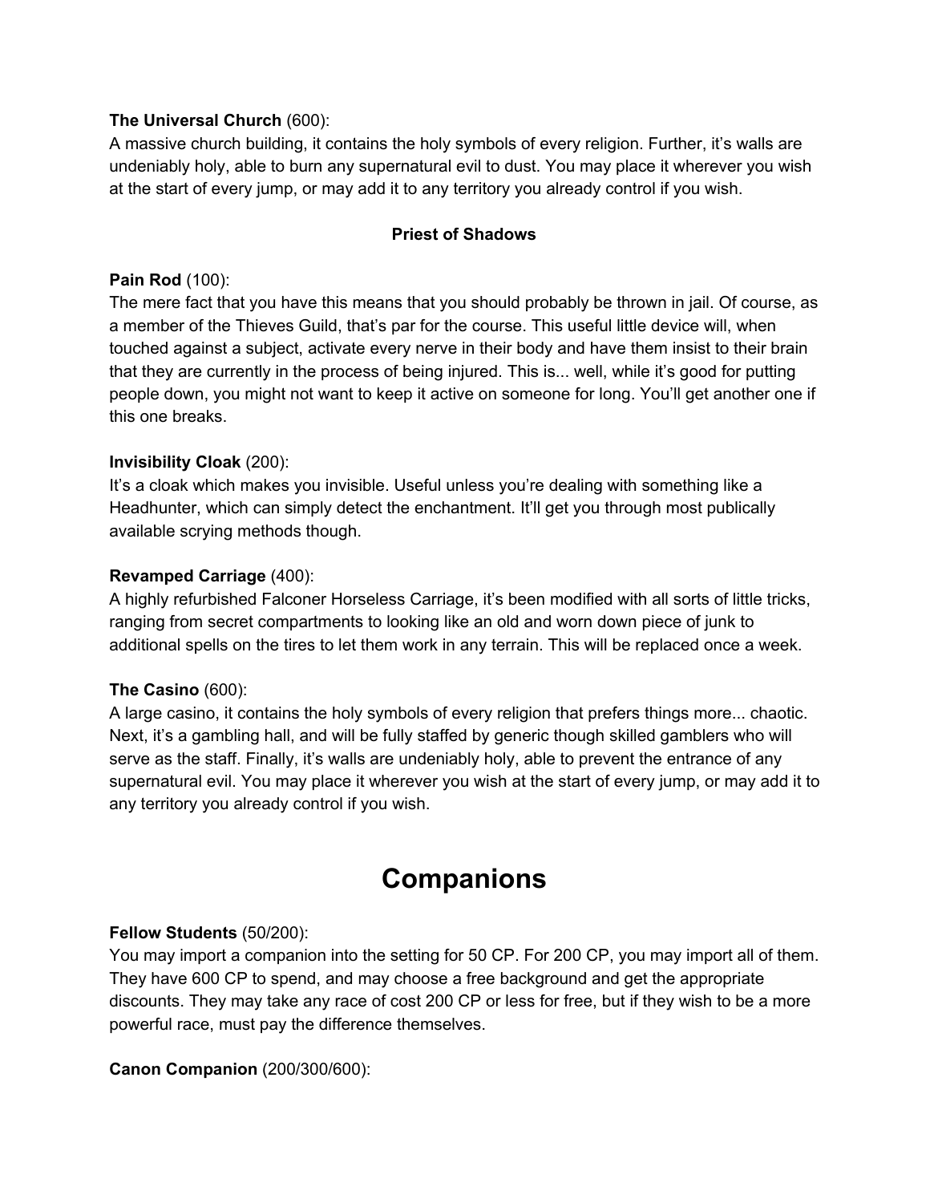**The Universal Church** (600):
A massive church building, it contains the holy symbols of every religion. Further, it's walls are undeniably holy, able to burn any supernatural evil to dust. You may place it wherever you wish at the start of every jump, or may add it to any territory you already control if you wish.

**Priest of Shadows**

**Pain Rod** (100):
The mere fact that you have this means that you should probably be thrown in jail. Of course, as a member of the Thieves Guild, that's par for the course. This useful little device will, when touched against a subject, activate every nerve in their body and have them insist to their brain that they are currently in the process of being injured. This is... well, while it's good for putting people down, you might not want to keep it active on someone for long. You'll get another one if this one breaks.

**Invisibility Cloak** (200):
It's a cloak which makes you invisible. Useful unless you're dealing with something like a Headhunter, which can simply detect the enchantment. It'll get you through most publically available scrying methods though.

**Revamped Carriage** (400):
A highly refurbished Falconer Horseless Carriage, it's been modified with all sorts of little tricks, ranging from secret compartments to looking like an old and worn down piece of junk to additional spells on the tires to let them work in any terrain. This will be replaced once a week.

**The Casino** (600):
A large casino, it contains the holy symbols of every religion that prefers things more... chaotic. Next, it's a gambling hall, and will be fully staffed by generic though skilled gamblers who will serve as the staff. Finally, it's walls are undeniably holy, able to prevent the entrance of any supernatural evil. You may place it wherever you wish at the start of every jump, or may add it to any territory you already control if you wish.

# Companions

**Fellow Students** (50/200):
You may import a companion into the setting for 50 CP. For 200 CP, you may import all of them. They have 600 CP to spend, and may choose a free background and get the appropriate discounts. They may take any race of cost 200 CP or less for free, but if they wish to be a more powerful race, must pay the difference themselves.

**Canon Companion** (200/300/600):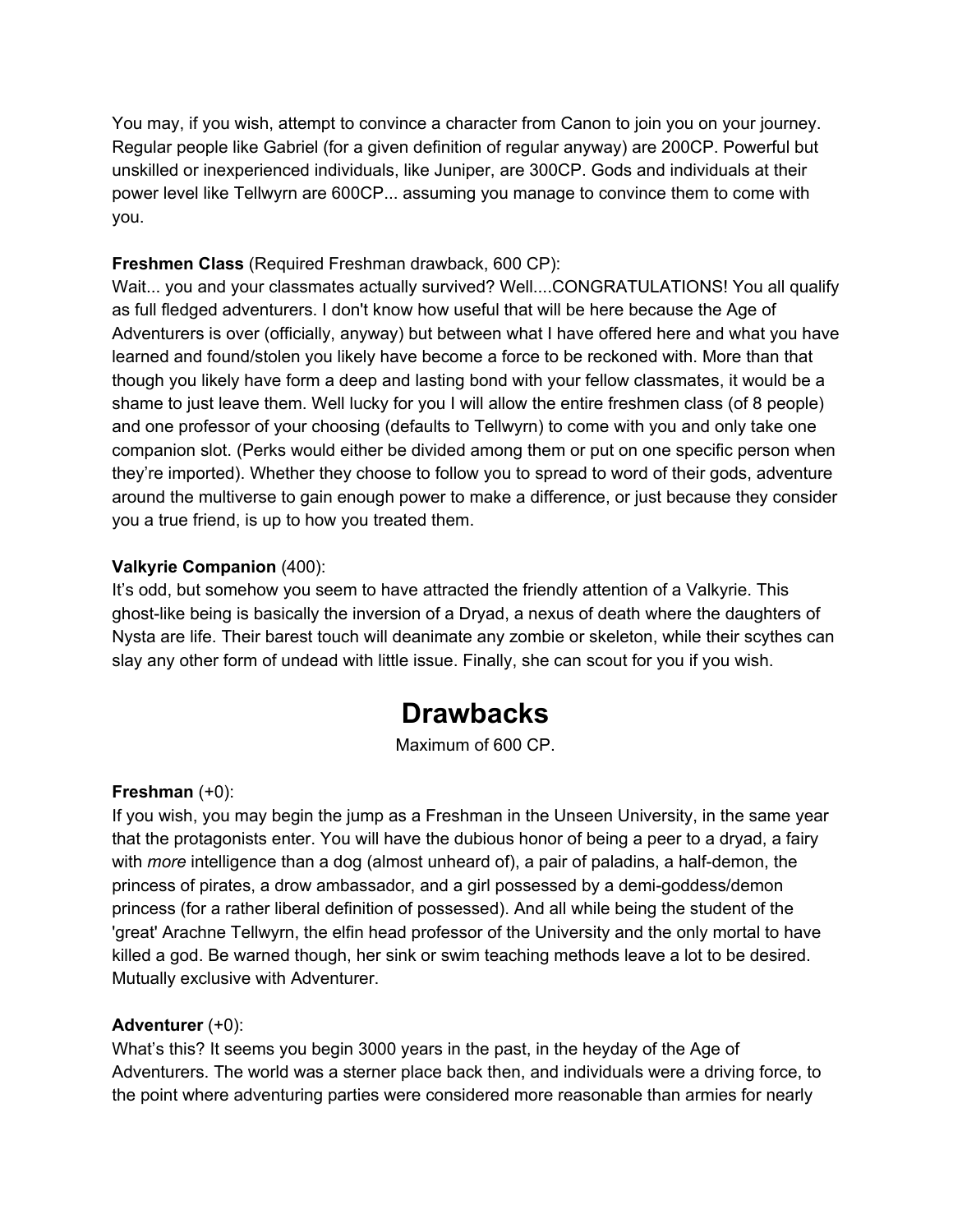You may, if you wish, attempt to convince a character from Canon to join you on your journey. Regular people like Gabriel (for a given definition of regular anyway) are 200CP. Powerful but unskilled or inexperienced individuals, like Juniper, are 300CP. Gods and individuals at their power level like Tellwyrn are 600CP... assuming you manage to convince them to come with you.

**Freshmen Class** (Required Freshman drawback, 600 CP):
Wait... you and your classmates actually survived? Well....CONGRATULATIONS! You all qualify as full fledged adventurers. I don't know how useful that will be here because the Age of Adventurers is over (officially, anyway) but between what I have offered here and what you have learned and found/stolen you likely have become a force to be reckoned with. More than that though you likely have form a deep and lasting bond with your fellow classmates, it would be a shame to just leave them. Well lucky for you I will allow the entire freshmen class (of 8 people) and one professor of your choosing (defaults to Tellwyrn) to come with you and only take one companion slot. (Perks would either be divided among them or put on one specific person when they're imported). Whether they choose to follow you to spread to word of their gods, adventure around the multiverse to gain enough power to make a difference, or just because they consider you a true friend, is up to how you treated them.

**Valkyrie Companion** (400):
It's odd, but somehow you seem to have attracted the friendly attention of a Valkyrie. This ghost-like being is basically the inversion of a Dryad, a nexus of death where the daughters of Nysta are life. Their barest touch will deanimate any zombie or skeleton, while their scythes can slay any other form of undead with little issue. Finally, she can scout for you if you wish.

# Drawbacks

Maximum of 600 CP.

**Freshman** (+0):
If you wish, you may begin the jump as a Freshman in the Unseen University, in the same year that the protagonists enter. You will have the dubious honor of being a peer to a dryad, a fairy with *more* intelligence than a dog (almost unheard of), a pair of paladins, a half-demon, the princess of pirates, a drow ambassador, and a girl possessed by a demi-goddess/demon princess (for a rather liberal definition of possessed). And all while being the student of the 'great' Arachne Tellwyrn, the elfin head professor of the University and the only mortal to have killed a god. Be warned though, her sink or swim teaching methods leave a lot to be desired. Mutually exclusive with Adventurer.

**Adventurer** (+0):
What's this? It seems you begin 3000 years in the past, in the heyday of the Age of Adventurers. The world was a sterner place back then, and individuals were a driving force, to the point where adventuring parties were considered more reasonable than armies for nearly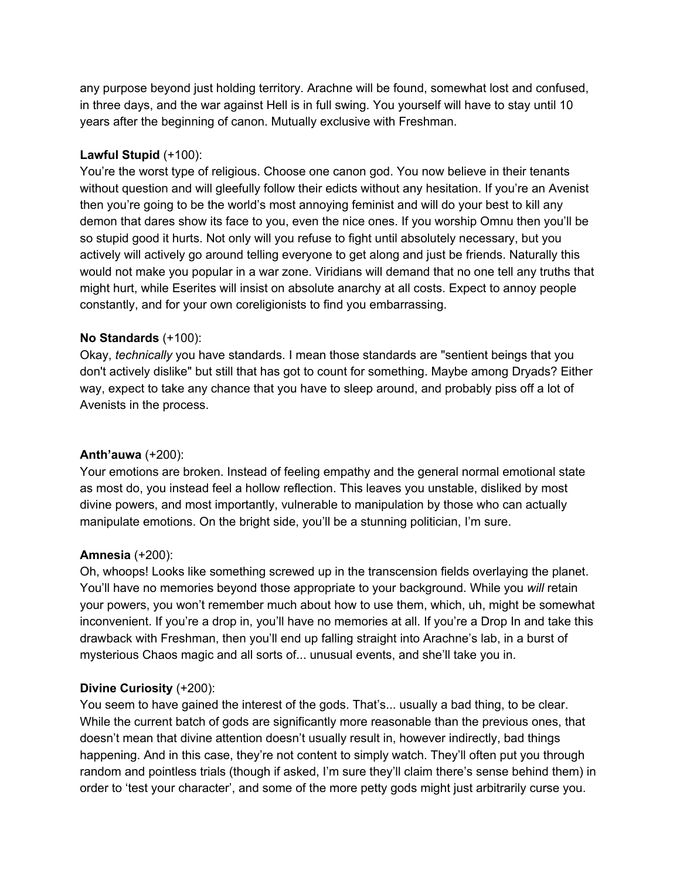any purpose beyond just holding territory. Arachne will be found, somewhat lost and confused, in three days, and the war against Hell is in full swing. You yourself will have to stay until 10 years after the beginning of canon. Mutually exclusive with Freshman.

**Lawful Stupid** (+100):
You're the worst type of religious. Choose one canon god. You now believe in their tenants without question and will gleefully follow their edicts without any hesitation. If you're an Avenist then you're going to be the world's most annoying feminist and will do your best to kill any demon that dares show its face to you, even the nice ones. If you worship Omnu then you'll be so stupid good it hurts. Not only will you refuse to fight until absolutely necessary, but you actively will actively go around telling everyone to get along and just be friends. Naturally this would not make you popular in a war zone. Viridians will demand that no one tell any truths that might hurt, while Eserites will insist on absolute anarchy at all costs. Expect to annoy people constantly, and for your own coreligionists to find you embarrassing.

**No Standards** (+100):
Okay, *technically* you have standards. I mean those standards are "sentient beings that you don't actively dislike" but still that has got to count for something. Maybe among Dryads? Either way, expect to take any chance that you have to sleep around, and probably piss off a lot of Avenists in the process.

**Anth'auwa** (+200):
Your emotions are broken. Instead of feeling empathy and the general normal emotional state as most do, you instead feel a hollow reflection. This leaves you unstable, disliked by most divine powers, and most importantly, vulnerable to manipulation by those who can actually manipulate emotions. On the bright side, you'll be a stunning politician, I'm sure.

**Amnesia** (+200):
Oh, whoops! Looks like something screwed up in the transcension fields overlaying the planet. You'll have no memories beyond those appropriate to your background. While you *will* retain your powers, you won't remember much about how to use them, which, uh, might be somewhat inconvenient. If you're a drop in, you'll have no memories at all. If you're a Drop In and take this drawback with Freshman, then you'll end up falling straight into Arachne's lab, in a burst of mysterious Chaos magic and all sorts of... unusual events, and she'll take you in.

**Divine Curiosity** (+200):
You seem to have gained the interest of the gods. That's... usually a bad thing, to be clear. While the current batch of gods are significantly more reasonable than the previous ones, that doesn't mean that divine attention doesn't usually result in, however indirectly, bad things happening. And in this case, they're not content to simply watch. They'll often put you through random and pointless trials (though if asked, I'm sure they'll claim there's sense behind them) in order to 'test your character', and some of the more petty gods might just arbitrarily curse you.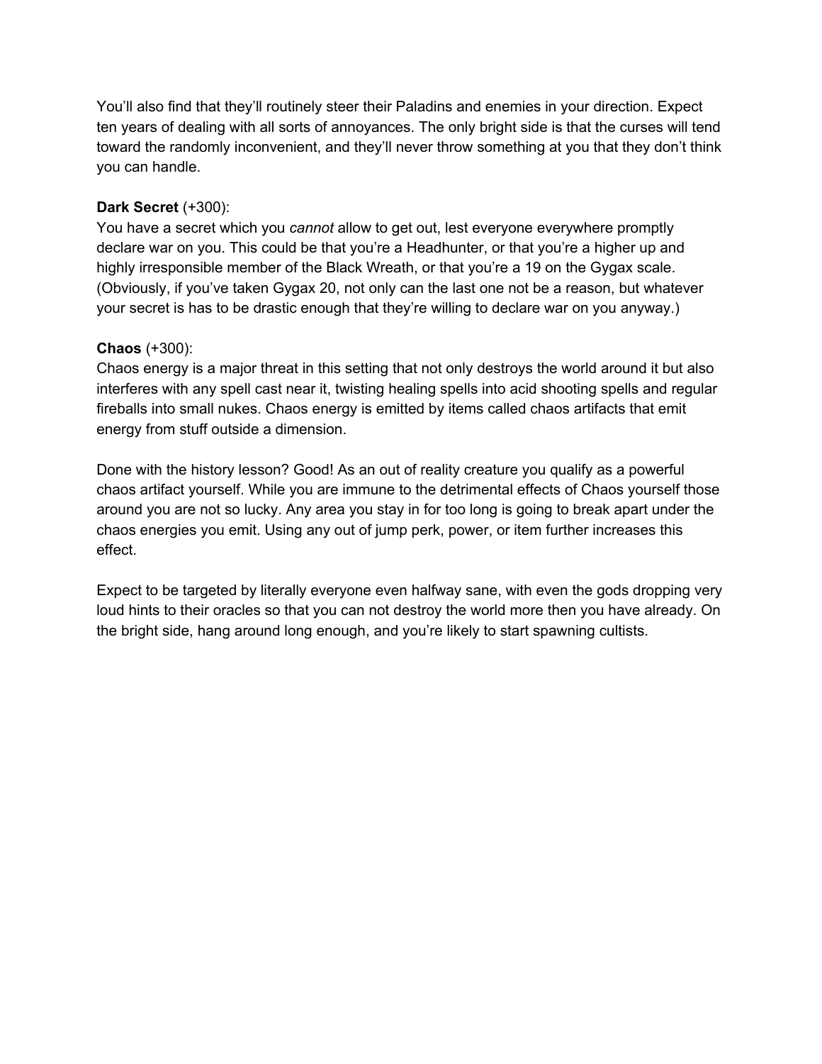You'll also find that they'll routinely steer their Paladins and enemies in your direction. Expect ten years of dealing with all sorts of annoyances. The only bright side is that the curses will tend toward the randomly inconvenient, and they'll never throw something at you that they don't think you can handle.

**Dark Secret** (+300):
You have a secret which you *cannot* allow to get out, lest everyone everywhere promptly declare war on you. This could be that you're a Headhunter, or that you're a higher up and highly irresponsible member of the Black Wreath, or that you're a 19 on the Gygax scale. (Obviously, if you've taken Gygax 20, not only can the last one not be a reason, but whatever your secret is has to be drastic enough that they're willing to declare war on you anyway.)

**Chaos** (+300):
Chaos energy is a major threat in this setting that not only destroys the world around it but also interferes with any spell cast near it, twisting healing spells into acid shooting spells and regular fireballs into small nukes. Chaos energy is emitted by items called chaos artifacts that emit energy from stuff outside a dimension.

Done with the history lesson? Good! As an out of reality creature you qualify as a powerful chaos artifact yourself. While you are immune to the detrimental effects of Chaos yourself those around you are not so lucky. Any area you stay in for too long is going to break apart under the chaos energies you emit. Using any out of jump perk, power, or item further increases this effect.

Expect to be targeted by literally everyone even halfway sane, with even the gods dropping very loud hints to their oracles so that you can not destroy the world more then you have already. On the bright side, hang around long enough, and you're likely to start spawning cultists.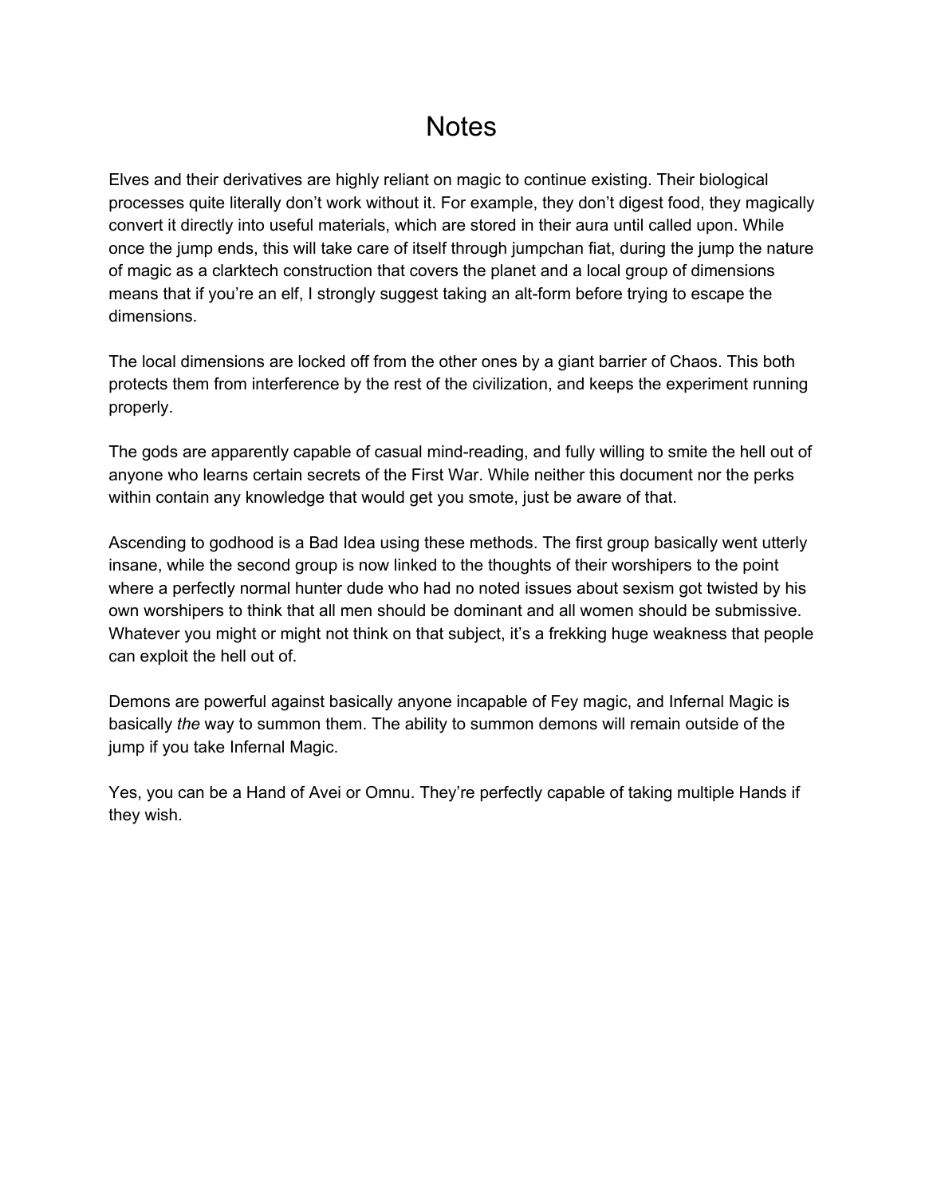# Notes

Elves and their derivatives are highly reliant on magic to continue existing. Their biological processes quite literally don't work without it. For example, they don't digest food, they magically convert it directly into useful materials, which are stored in their aura until called upon. While once the jump ends, this will take care of itself through jumpchan fiat, during the jump the nature of magic as a clarktech construction that covers the planet and a local group of dimensions means that if you're an elf, I strongly suggest taking an alt-form before trying to escape the dimensions.

The local dimensions are locked off from the other ones by a giant barrier of Chaos. This both protects them from interference by the rest of the civilization, and keeps the experiment running properly.

The gods are apparently capable of casual mind-reading, and fully willing to smite the hell out of anyone who learns certain secrets of the First War. While neither this document nor the perks within contain any knowledge that would get you smote, just be aware of that.

Ascending to godhood is a Bad Idea using these methods. The first group basically went utterly insane, while the second group is now linked to the thoughts of their worshipers to the point where a perfectly normal hunter dude who had no noted issues about sexism got twisted by his own worshipers to think that all men should be dominant and all women should be submissive. Whatever you might or might not think on that subject, it's a frekking huge weakness that people can exploit the hell out of.

Demons are powerful against basically anyone incapable of Fey magic, and Infernal Magic is basically *the* way to summon them. The ability to summon demons will remain outside of the jump if you take Infernal Magic.

Yes, you can be a Hand of Avei or Omnu. They're perfectly capable of taking multiple Hands if they wish.